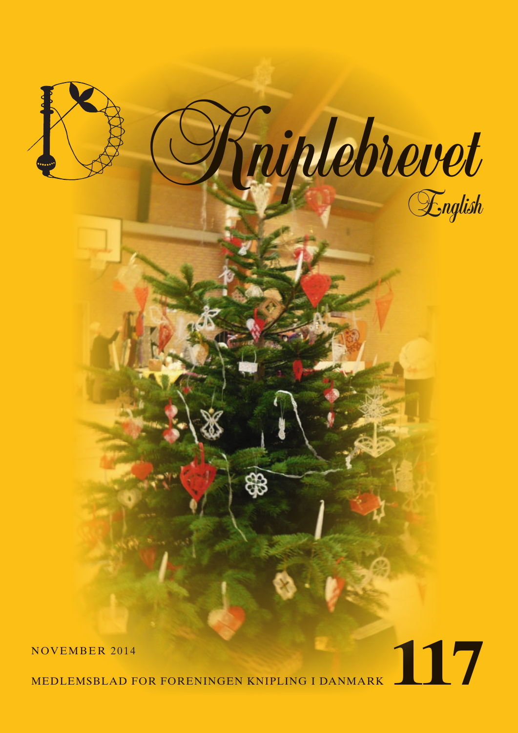# Kniplebrevet

English

NOVEMBER 2014

MEDLEMSBLAD FOR FORENINGEN KNIPLING I DANMARK

117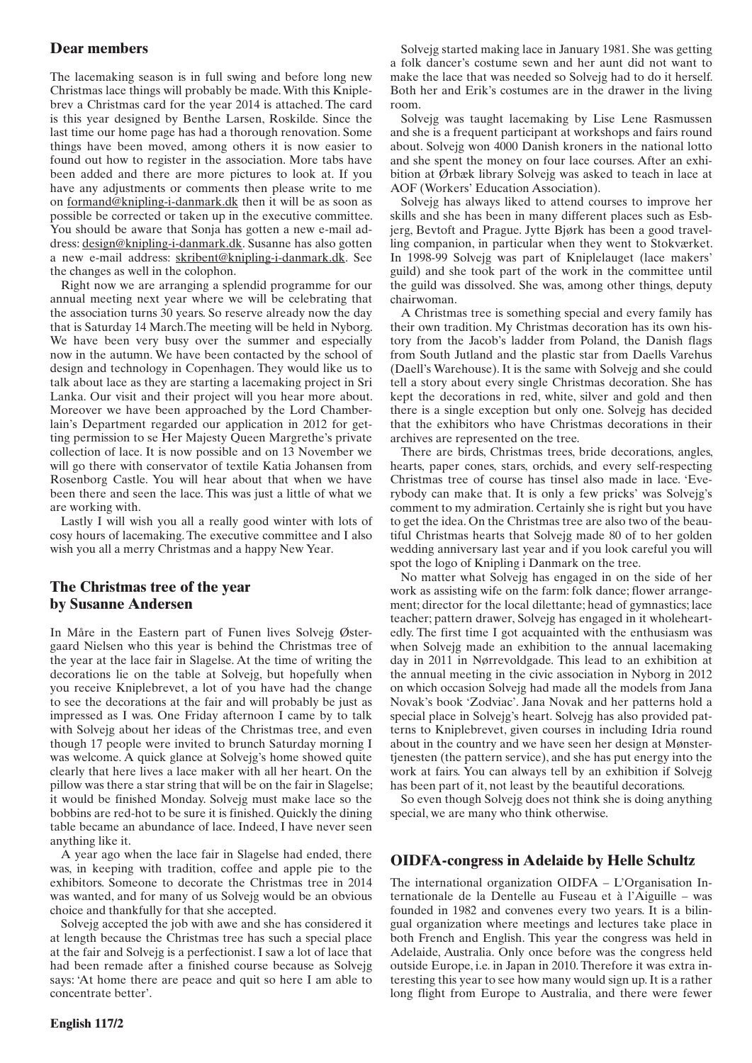## Dear members

The lacemaking season is in full swing and before long new Christmas lace things will probably be made. With this Kniplebrev a Christmas card for the year 2014 is attached. The card is this year designed by Benthe Larsen, Roskilde. Since the last time our home page has had a thorough renovation. Some things have been moved, among others it is now easier to found out how to register in the association. More tabs have been added and there are more pictures to look at. If you have any adjustments or comments then please write to me on formand@knipling-i-danmark.dk then it will be as soon as possible be corrected or taken up in the executive committee. You should be aware that Sonja has gotten a new e-mail address: design@knipling-i-danmark.dk. Susanne has also gotten a new e-mail address: skribent@knipling-i-danmark.dk. See the changes as well in the colophon.

Right now we are arranging a splendid programme for our annual meeting next year where we will be celebrating that the association turns 30 years. So reserve already now the day that is Saturday 14 March.The meeting will be held in Nyborg. We have been very busy over the summer and especially now in the autumn. We have been contacted by the school of design and technology in Copenhagen. They would like us to talk about lace as they are starting a lacemaking project in Sri Lanka. Our visit and their project will you hear more about. Moreover we have been approached by the Lord Chamberlain's Department regarded our application in 2012 for getting permission to se Her Majesty Queen Margrethe's private collection of lace. It is now possible and on 13 November we will go there with conservator of textile Katia Johansen from Rosenborg Castle. You will hear about that when we have been there and seen the lace. This was just a little of what we are working with.

Lastly I will wish you all a really good winter with lots of cosy hours of lacemaking. The executive committee and I also wish you all a merry Christmas and a happy New Year.

## The Christmas tree of the year by Susanne Andersen

In Måre in the Eastern part of Funen lives Solvejg Østergaard Nielsen who this year is behind the Christmas tree of the year at the lace fair in Slagelse. At the time of writing the decorations lie on the table at Solvejg, but hopefully when you receive Kniplebrevet, a lot of you have had the change to see the decorations at the fair and will probably be just as impressed as I was. One Friday afternoon I came by to talk with Solvejg about her ideas of the Christmas tree, and even though 17 people were invited to brunch Saturday morning I was welcome. A quick glance at Solvejg's home showed quite clearly that here lives a lace maker with all her heart. On the pillow was there a star string that will be on the fair in Slagelse; it would be finished Monday. Solvejg must make lace so the bobbins are red-hot to be sure it is finished. Quickly the dining table became an abundance of lace. Indeed, I have never seen anything like it.

A year ago when the lace fair in Slagelse had ended, there was, in keeping with tradition, coffee and apple pie to the exhibitors. Someone to decorate the Christmas tree in 2014 was wanted, and for many of us Solvejg would be an obvious choice and thankfully for that she accepted.

Solvejg accepted the job with awe and she has considered it at length because the Christmas tree has such a special place at the fair and Solvejg is a perfectionist. I saw a lot of lace that had been remade after a finished course because as Solvejg says: 'At home there are peace and quit so here I am able to concentrate better'.

Solvejg started making lace in January 1981. She was getting a folk dancer's costume sewn and her aunt did not want to make the lace that was needed so Solvejg had to do it herself. Both her and Erik's costumes are in the drawer in the living room.

Solvejg was taught lacemaking by Lise Lene Rasmussen and she is a frequent participant at workshops and fairs round about. Solvejg won 4000 Danish kroners in the national lotto and she spent the money on four lace courses. After an exhibition at Ørbæk library Solvejg was asked to teach in lace at AOF (Workers' Education Association).

Solvejg has always liked to attend courses to improve her skills and she has been in many different places such as Esbjerg, Bevtoft and Prague. Jytte Bjørk has been a good travelling companion, in particular when they went to Stokværket. In 1998-99 Solvejg was part of Kniplelauget (lace makers' guild) and she took part of the work in the committee until the guild was dissolved. She was, among other things, deputy chairwoman.

A Christmas tree is something special and every family has their own tradition. My Christmas decoration has its own history from the Jacob's ladder from Poland, the Danish flags from South Jutland and the plastic star from Daells Varehus (Daell's Warehouse). It is the same with Solvejg and she could tell a story about every single Christmas decoration. She has kept the decorations in red, white, silver and gold and then there is a single exception but only one. Solvejg has decided that the exhibitors who have Christmas decorations in their archives are represented on the tree.

There are birds, Christmas trees, bride decorations, angles, hearts, paper cones, stars, orchids, and every self-respecting Christmas tree of course has tinsel also made in lace. 'Everybody can make that. It is only a few pricks' was Solvejg's comment to my admiration. Certainly she is right but you have to get the idea. On the Christmas tree are also two of the beautiful Christmas hearts that Solvejg made 80 of to her golden wedding anniversary last year and if you look careful you will spot the logo of Knipling i Danmark on the tree.

No matter what Solvejg has engaged in on the side of her work as assisting wife on the farm: folk dance; flower arrangement; director for the local dilettante; head of gymnastics; lace teacher; pattern drawer, Solvejg has engaged in it wholeheartedly. The first time I got acquainted with the enthusiasm was when Solvejg made an exhibition to the annual lacemaking day in 2011 in Nørrevoldgade. This lead to an exhibition at the annual meeting in the civic association in Nyborg in 2012 on which occasion Solvejg had made all the models from Jana Novak's book 'Zodviac'. Jana Novak and her patterns hold a special place in Solvejg's heart. Solvejg has also provided patterns to Kniplebrevet, given courses in including Idria round about in the country and we have seen her design at Mønstertjenesten (the pattern service), and she has put energy into the work at fairs. You can always tell by an exhibition if Solvejg has been part of it, not least by the beautiful decorations.

So even though Solvejg does not think she is doing anything special, we are many who think otherwise.

## OIDFA-congress in Adelaide by Helle Schultz

The international organization OIDFA – L'Organisation Internationale de la Dentelle au Fuseau et à l'Aiguille – was founded in 1982 and convenes every two years. It is a bilingual organization where meetings and lectures take place in both French and English. This year the congress was held in Adelaide, Australia. Only once before was the congress held outside Europe, i.e. in Japan in 2010. Therefore it was extra interesting this year to see how many would sign up. It is a rather long flight from Europe to Australia, and there were fewer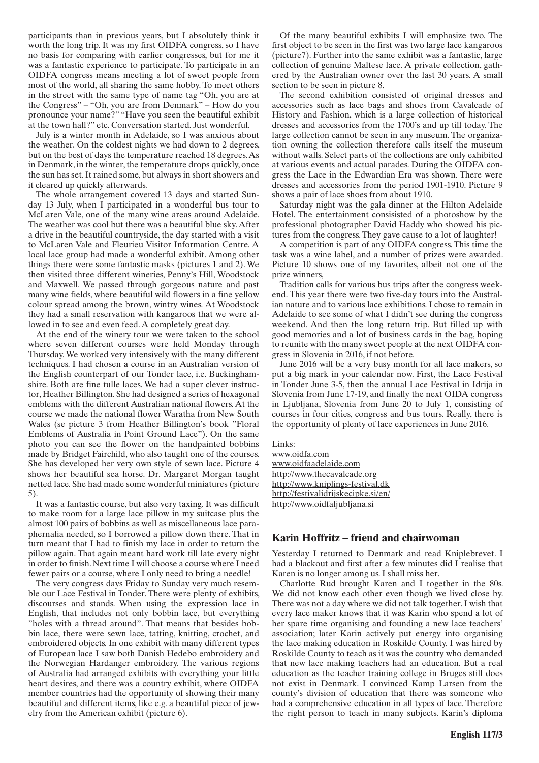participants than in previous years, but I absolutely think it worth the long trip. It was my first OIDFA congress, so I have no basis for comparing with earlier congresses, but for me it was a fantastic experience to participate. To participate in an OIDFA congress means meeting a lot of sweet people from most of the world, all sharing the same hobby. To meet others in the street with the same type of name tag "Oh, you are at the Congress" – "Oh, you are from Denmark" – How do you pronounce your name?" "Have you seen the beautiful exhibit at the town hall?" etc. Conversation started. Just wonderful.

July is a winter month in Adelaide, so I was anxious about the weather. On the coldest nights we had down to 2 degrees, but on the best of days the temperature reached 18 degrees. As in Denmark, in the winter, the temperature drops quickly, once the sun has set. It rained some, but always in short showers and it cleared up quickly afterwards.

The whole arrangement covered 13 days and started Sunday 13 July, when I participated in a wonderful bus tour to McLaren Vale, one of the many wine areas around Adelaide. The weather was cool but there was a beautiful blue sky. After a drive in the beautiful countryside, the day started with a visit to McLaren Vale and Fleurieu Visitor Information Centre. A local lace group had made a wonderful exhibit. Among other things there were some fantastic masks (pictures 1 and 2). We then visited three different wineries, Penny's Hill, Woodstock and Maxwell. We passed through gorgeous nature and past many wine fields, where beautiful wild flowers in a fine yellow colour spread among the brown, wintry wines. At Woodstock they had a small reservation with kangaroos that we were allowed in to see and even feed. A completely great day.

At the end of the winery tour we were taken to the school where seven different courses were held Monday through Thursday. We worked very intensively with the many different techniques. I had chosen a course in an Australian version of the English counterpart of our Tonder lace, i.e. Buckinghamshire. Both are fine tulle laces. We had a super clever instructor, Heather Billington. She had designed a series of hexagonal emblems with the different Australian national flowers. At the course we made the national flower Waratha from New South Wales (se picture 3 from Heather Billington's book "Floral Emblems of Australia in Point Ground Lace"). On the same photo you can see the flower on the handpainted bobbins made by Bridget Fairchild, who also taught one of the courses. She has developed her very own style of sewn lace. Picture 4 shows her beautiful sea horse. Dr. Margaret Morgan taught netted lace. She had made some wonderful miniatures (picture 5).

It was a fantastic course, but also very taxing. It was difficult to make room for a large lace pillow in my suitcase plus the almost 100 pairs of bobbins as well as miscellaneous lace paraphernalia needed, so I borrowed a pillow down there. That in turn meant that I had to finish my lace in order to return the pillow again. That again meant hard work till late every night in order to finish. Next time I will choose a course where I need fewer pairs or a course, where I only need to bring a needle!

The very congress days Friday to Sunday very much resemble our Lace Festival in Tonder. There were plenty of exhibits, discourses and stands. When using the expression lace in English, that includes not only bobbin lace, but everything "holes with a thread around". That means that besides bobbin lace, there were sewn lace, tatting, knitting, crochet, and embroidered objects. In one exhibit with many different types of European lace I saw both Danish Hedebo embroidery and the Norwegian Hardanger embroidery. The various regions of Australia had arranged exhibits with everything your little heart desires, and there was a country exhibit, where OIDFA member countries had the opportunity of showing their many beautiful and different items, like e.g. a beautiful piece of jewelry from the American exhibit (picture 6).

Of the many beautiful exhibits I will emphasize two. The first object to be seen in the first was two large lace kangaroos (picture7). Further into the same exhibit was a fantastic, large collection of genuine Maltese lace. A private collection, gathered by the Australian owner over the last 30 years. A small section to be seen in picture 8.

The second exhibition consisted of original dresses and accessories such as lace bags and shoes from Cavalcade of History and Fashion, which is a large collection of historical dresses and accessories from the 1700's and up till today. The large collection cannot be seen in any museum. The organization owning the collection therefore calls itself the museum without walls. Select parts of the collections are only exhibited at various events and actual parades. During the OIDFA congress the Lace in the Edwardian Era was shown. There were dresses and accessories from the period 1901-1910. Picture 9 shows a pair of lace shoes from about 1910.

Saturday night was the gala dinner at the Hilton Adelaide Hotel. The entertainment consisisted of a photoshow by the professional photographer David Haddy who showed his pictures from the congress. They gave cause to a lot of laughter!

A competition is part of any OIDFA congress. This time the task was a wine label, and a number of prizes were awarded. Picture 10 shows one of my favorites, albeit not one of the prize winners,

Tradition calls for various bus trips after the congress weekend. This year there were two five-day tours into the Australian nature and to various lace exhibitions. I chose to remain in Adelaide to see some of what I didn't see during the congress weekend. And then the long return trip. But filled up with good memories and a lot of business cards in the bag, hoping to reunite with the many sweet people at the next OIDFA congress in Slovenia in 2016, if not before.

June 2016 will be a very busy month for all lace makers, so put a big mark in your calendar now. First, the Lace Festival in Tonder June 3-5, then the annual Lace Festival in Idrija in Slovenia from June 17-19, and finally the next OIDA congress in Ljubljana, Slovenia from June 20 to July 1, consisting of courses in four cities, congress and bus tours. Really, there is the opportunity of plenty of lace experiences in June 2016.

Links:
www.oidfa.com
www.oidfaadelaide.com
http://www.thecavalcade.org
http://www.kniplings-festival.dk
http://festivalidrijskecipke.si/en/
http://www.oidfaljubljana.si

## Karin Hoffritz – friend and chairwoman

Yesterday I returned to Denmark and read Kniplebrevet. I had a blackout and first after a few minutes did I realise that Karen is no longer among us. I shall miss her.

Charlotte Rud brought Karen and I together in the 80s. We did not know each other even though we lived close by. There was not a day where we did not talk together. I wish that every lace maker knows that it was Karin who spend a lot of her spare time organising and founding a new lace teachers' association; later Karin actively put energy into organising the lace making education in Roskilde County. I was hired by Roskilde County to teach as it was the country who demanded that new lace making teachers had an education. But a real education as the teacher training college in Bruges still does not exist in Denmark. I convinced Kamp Larsen from the county's division of education that there was someone who had a comprehensive education in all types of lace. Therefore the right person to teach in many subjects. Karin's diploma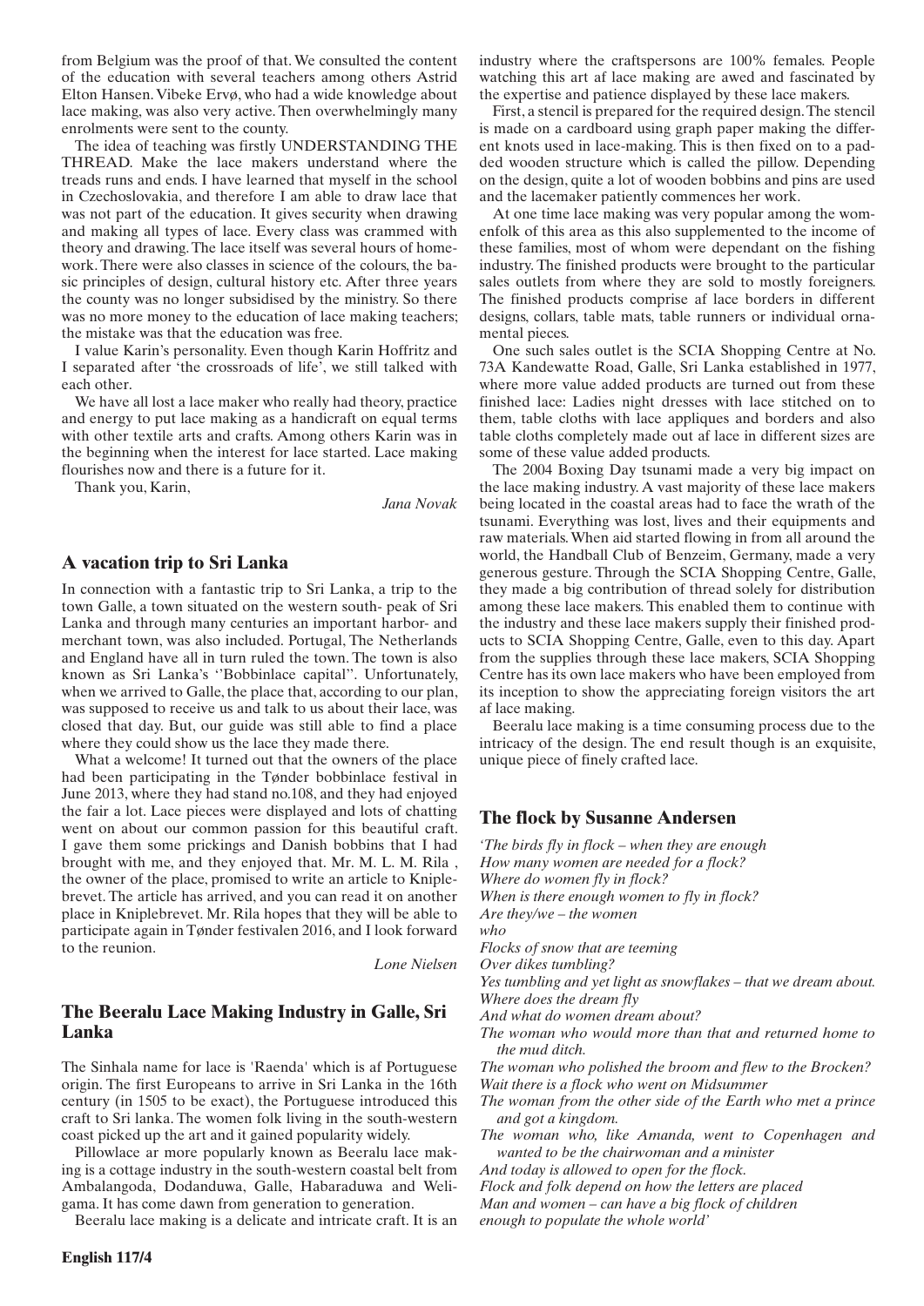from Belgium was the proof of that. We consulted the content of the education with several teachers among others Astrid Elton Hansen. Vibeke Ervø, who had a wide knowledge about lace making, was also very active. Then overwhelmingly many enrolments were sent to the county.

The idea of teaching was firstly UNDERSTANDING THE THREAD. Make the lace makers understand where the treads runs and ends. I have learned that myself in the school in Czechoslovakia, and therefore I am able to draw lace that was not part of the education. It gives security when drawing and making all types of lace. Every class was crammed with theory and drawing. The lace itself was several hours of homework. There were also classes in science of the colours, the basic principles of design, cultural history etc. After three years the county was no longer subsidised by the ministry. So there was no more money to the education of lace making teachers; the mistake was that the education was free.

I value Karin's personality. Even though Karin Hoffritz and I separated after 'the crossroads of life', we still talked with each other.

We have all lost a lace maker who really had theory, practice and energy to put lace making as a handicraft on equal terms with other textile arts and crafts. Among others Karin was in the beginning when the interest for lace started. Lace making flourishes now and there is a future for it.

Thank you, Karin,

*Jana Novak*

## A vacation trip to Sri Lanka

In connection with a fantastic trip to Sri Lanka, a trip to the town Galle, a town situated on the western south- peak of Sri Lanka and through many centuries an important harbor- and merchant town, was also included. Portugal, The Netherlands and England have all in turn ruled the town. The town is also known as Sri Lanka's ''Bobbinlace capital''. Unfortunately, when we arrived to Galle, the place that, according to our plan, was supposed to receive us and talk to us about their lace, was closed that day. But, our guide was still able to find a place where they could show us the lace they made there.

What a welcome! It turned out that the owners of the place had been participating in the Tønder bobbinlace festival in June 2013, where they had stand no.108, and they had enjoyed the fair a lot. Lace pieces were displayed and lots of chatting went on about our common passion for this beautiful craft. I gave them some prickings and Danish bobbins that I had brought with me, and they enjoyed that. Mr. M. L. M. Rila , the owner of the place, promised to write an article to Kniplebrevet. The article has arrived, and you can read it on another place in Kniplebrevet. Mr. Rila hopes that they will be able to participate again in Tønder festivalen 2016, and I look forward to the reunion.

*Lone Nielsen*

## The Beeralu Lace Making Industry in Galle, Sri Lanka

The Sinhala name for lace is 'Raenda' which is af Portuguese origin. The first Europeans to arrive in Sri Lanka in the 16th century (in 1505 to be exact), the Portuguese introduced this craft to Sri lanka. The women folk living in the south-western coast picked up the art and it gained popularity widely.

Pillowlace ar more popularly known as Beeralu lace making is a cottage industry in the south-western coastal belt from Ambalangoda, Dodanduwa, Galle, Habaraduwa and Weligama. It has come dawn from generation to generation.

Beeralu lace making is a delicate and intricate craft. It is an industry where the craftspersons are 100% females. People watching this art af lace making are awed and fascinated by the expertise and patience displayed by these lace makers.

First, a stencil is prepared for the required design. The stencil is made on a cardboard using graph paper making the different knots used in lace-making. This is then fixed on to a padded wooden structure which is called the pillow. Depending on the design, quite a lot of wooden bobbins and pins are used and the lacemaker patiently commences her work.

At one time lace making was very popular among the womenfolk of this area as this also supplemented to the income of these families, most of whom were dependant on the fishing industry. The finished products were brought to the particular sales outlets from where they are sold to mostly foreigners. The finished products comprise af lace borders in different designs, collars, table mats, table runners or individual ornamental pieces.

One such sales outlet is the SCIA Shopping Centre at No. 73A Kandewatte Road, Galle, Sri Lanka established in 1977, where more value added products are turned out from these finished lace: Ladies night dresses with lace stitched on to them, table cloths with lace appliques and borders and also table cloths completely made out af lace in different sizes are some of these value added products.

The 2004 Boxing Day tsunami made a very big impact on the lace making industry. A vast majority of these lace makers being located in the coastal areas had to face the wrath of the tsunami. Everything was lost, lives and their equipments and raw materials. When aid started flowing in from all around the world, the Handball Club of Benzeim, Germany, made a very generous gesture. Through the SCIA Shopping Centre, Galle, they made a big contribution of thread solely for distribution among these lace makers. This enabled them to continue with the industry and these lace makers supply their finished products to SCIA Shopping Centre, Galle, even to this day. Apart from the supplies through these lace makers, SCIA Shopping Centre has its own lace makers who have been employed from its inception to show the appreciating foreign visitors the art af lace making.

Beeralu lace making is a time consuming process due to the intricacy of the design. The end result though is an exquisite, unique piece of finely crafted lace.

## The flock by Susanne Andersen

*'The birds fly in flock – when they are enough*
*How many women are needed for a flock?*
*Where do women fly in flock?*
*When is there enough women to fly in flock?*
*Are they/we – the women*
*who*
*Flocks of snow that are teeming*
*Over dikes tumbling?*
*Yes tumbling and yet light as snowflakes – that we dream about.*
*Where does the dream fly*
*And what do women dream about?*
*The woman who would more than that and returned home to the mud ditch.*
*The woman who polished the broom and flew to the Brocken?*
*Wait there is a flock who went on Midsummer*
*The woman from the other side of the Earth who met a prince and got a kingdom.*
*The woman who, like Amanda, went to Copenhagen and wanted to be the chairwoman and a minister*
*And today is allowed to open for the flock.*
*Flock and folk depend on how the letters are placed*
*Man and women – can have a big flock of children*
*enough to populate the whole world'*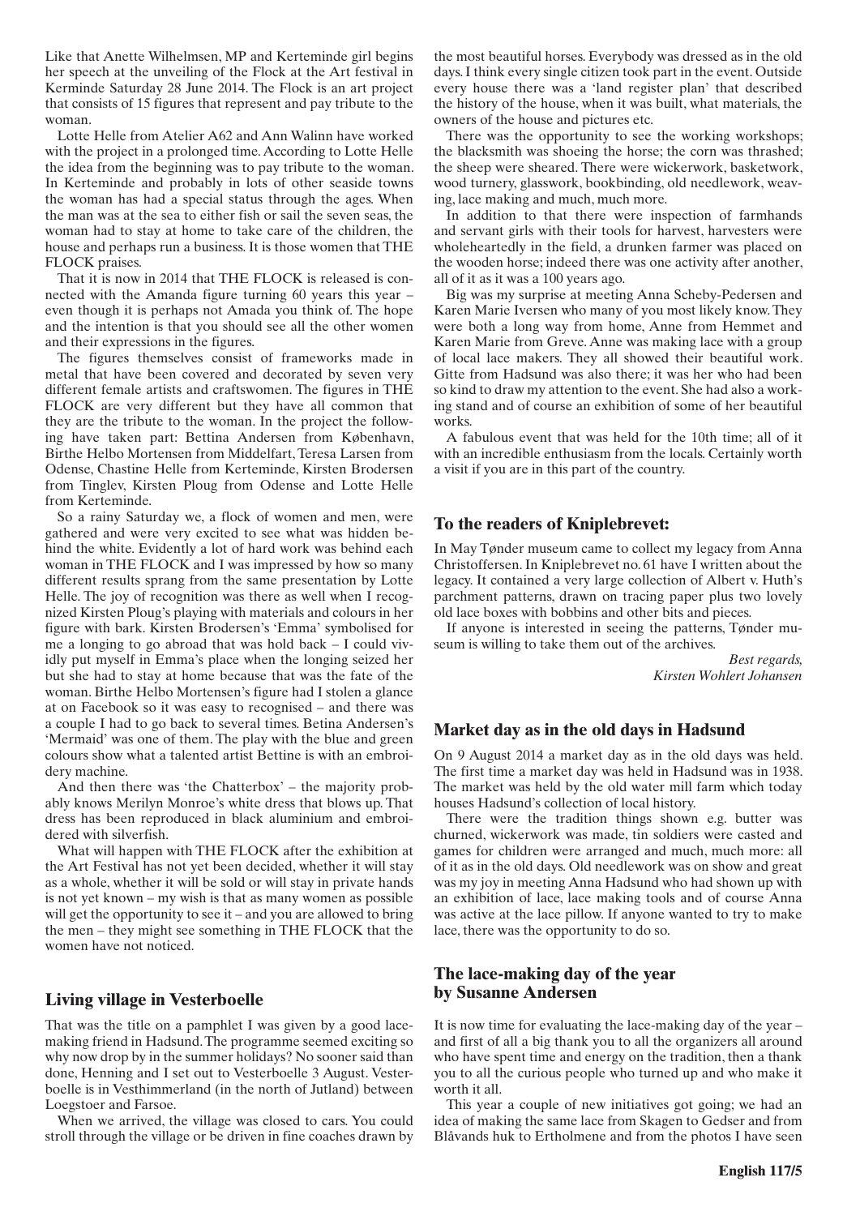Like that Anette Wilhelmsen, MP and Kerteminde girl begins her speech at the unveiling of the Flock at the Art festival in Kerminde Saturday 28 June 2014. The Flock is an art project that consists of 15 figures that represent and pay tribute to the woman.

Lotte Helle from Atelier A62 and Ann Walinn have worked with the project in a prolonged time. According to Lotte Helle the idea from the beginning was to pay tribute to the woman. In Kerteminde and probably in lots of other seaside towns the woman has had a special status through the ages. When the man was at the sea to either fish or sail the seven seas, the woman had to stay at home to take care of the children, the house and perhaps run a business. It is those women that THE FLOCK praises.

That it is now in 2014 that THE FLOCK is released is connected with the Amanda figure turning 60 years this year – even though it is perhaps not Amada you think of. The hope and the intention is that you should see all the other women and their expressions in the figures.

The figures themselves consist of frameworks made in metal that have been covered and decorated by seven very different female artists and craftswomen. The figures in THE FLOCK are very different but they have all common that they are the tribute to the woman. In the project the following have taken part: Bettina Andersen from København, Birthe Helbo Mortensen from Middelfart, Teresa Larsen from Odense, Chastine Helle from Kerteminde, Kirsten Brodersen from Tinglev, Kirsten Ploug from Odense and Lotte Helle from Kerteminde.

So a rainy Saturday we, a flock of women and men, were gathered and were very excited to see what was hidden behind the white. Evidently a lot of hard work was behind each woman in THE FLOCK and I was impressed by how so many different results sprang from the same presentation by Lotte Helle. The joy of recognition was there as well when I recognized Kirsten Ploug's playing with materials and colours in her figure with bark. Kirsten Brodersen's 'Emma' symbolised for me a longing to go abroad that was hold back – I could vividly put myself in Emma's place when the longing seized her but she had to stay at home because that was the fate of the woman. Birthe Helbo Mortensen's figure had I stolen a glance at on Facebook so it was easy to recognised – and there was a couple I had to go back to several times. Betina Andersen's 'Mermaid' was one of them. The play with the blue and green colours show what a talented artist Bettine is with an embroidery machine.

And then there was 'the Chatterbox' – the majority probably knows Merilyn Monroe's white dress that blows up. That dress has been reproduced in black aluminium and embroidered with silverfish.

What will happen with THE FLOCK after the exhibition at the Art Festival has not yet been decided, whether it will stay as a whole, whether it will be sold or will stay in private hands is not yet known – my wish is that as many women as possible will get the opportunity to see it – and you are allowed to bring the men – they might see something in THE FLOCK that the women have not noticed.

## Living village in Vesterboelle

That was the title on a pamphlet I was given by a good lacemaking friend in Hadsund. The programme seemed exciting so why now drop by in the summer holidays? No sooner said than done, Henning and I set out to Vesterboelle 3 August. Vesterboelle is in Vesthimmerland (in the north of Jutland) between Loegstoer and Farsoe.

When we arrived, the village was closed to cars. You could stroll through the village or be driven in fine coaches drawn by the most beautiful horses. Everybody was dressed as in the old days. I think every single citizen took part in the event. Outside every house there was a 'land register plan' that described the history of the house, when it was built, what materials, the owners of the house and pictures etc.

There was the opportunity to see the working workshops; the blacksmith was shoeing the horse; the corn was thrashed; the sheep were sheared. There were wickerwork, basketwork, wood turnery, glasswork, bookbinding, old needlework, weaving, lace making and much, much more.

In addition to that there were inspection of farmhands and servant girls with their tools for harvest, harvesters were wholeheartedly in the field, a drunken farmer was placed on the wooden horse; indeed there was one activity after another, all of it as it was a 100 years ago.

Big was my surprise at meeting Anna Scheby-Pedersen and Karen Marie Iversen who many of you most likely know. They were both a long way from home, Anne from Hemmet and Karen Marie from Greve. Anne was making lace with a group of local lace makers. They all showed their beautiful work. Gitte from Hadsund was also there; it was her who had been so kind to draw my attention to the event. She had also a working stand and of course an exhibition of some of her beautiful works.

A fabulous event that was held for the 10th time; all of it with an incredible enthusiasm from the locals. Certainly worth a visit if you are in this part of the country.

## To the readers of Kniplebrevet:

In May Tønder museum came to collect my legacy from Anna Christoffersen. In Kniplebrevet no. 61 have I written about the legacy. It contained a very large collection of Albert v. Huth's parchment patterns, drawn on tracing paper plus two lovely old lace boxes with bobbins and other bits and pieces.

If anyone is interested in seeing the patterns, Tønder museum is willing to take them out of the archives.

*Best regards,*
*Kirsten Wohlert Johansen*

## Market day as in the old days in Hadsund

On 9 August 2014 a market day as in the old days was held. The first time a market day was held in Hadsund was in 1938. The market was held by the old water mill farm which today houses Hadsund's collection of local history.

There were the tradition things shown e.g. butter was churned, wickerwork was made, tin soldiers were casted and games for children were arranged and much, much more: all of it as in the old days. Old needlework was on show and great was my joy in meeting Anna Hadsund who had shown up with an exhibition of lace, lace making tools and of course Anna was active at the lace pillow. If anyone wanted to try to make lace, there was the opportunity to do so.

## The lace-making day of the year by Susanne Andersen

It is now time for evaluating the lace-making day of the year – and first of all a big thank you to all the organizers all around who have spent time and energy on the tradition, then a thank you to all the curious people who turned up and who make it worth it all.

This year a couple of new initiatives got going; we had an idea of making the same lace from Skagen to Gedser and from Blåvands huk to Ertholmene and from the photos I have seen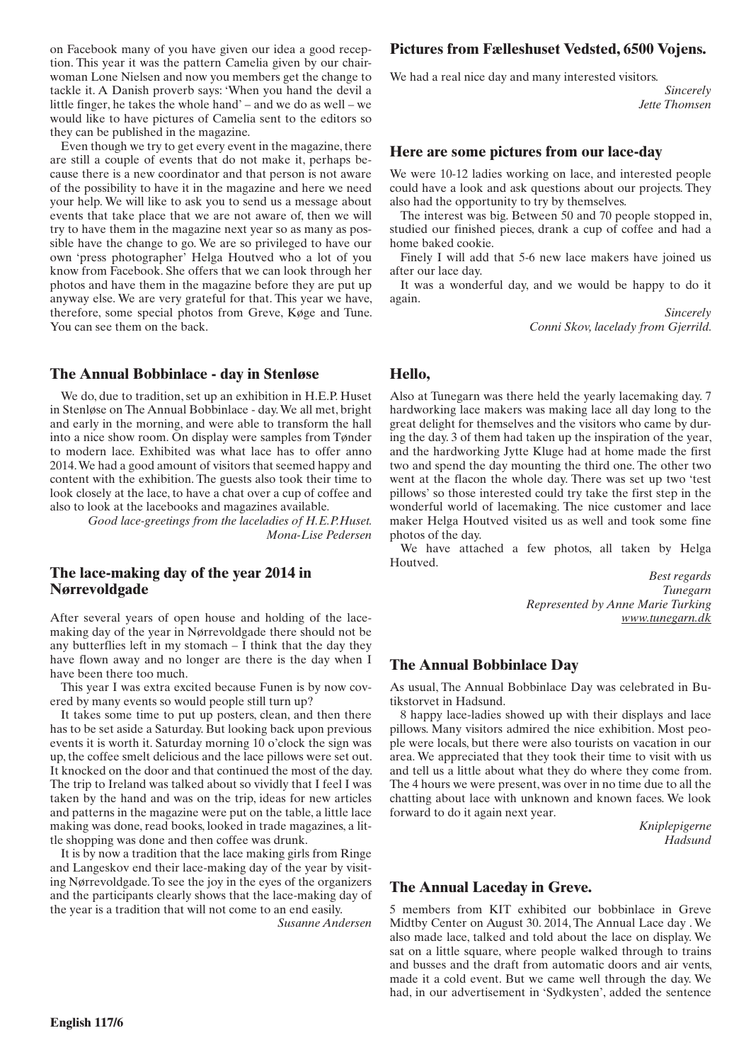on Facebook many of you have given our idea a good reception. This year it was the pattern Camelia given by our chairwoman Lone Nielsen and now you members get the change to tackle it. A Danish proverb says: 'When you hand the devil a little finger, he takes the whole hand' – and we do as well – we would like to have pictures of Camelia sent to the editors so they can be published in the magazine.

Even though we try to get every event in the magazine, there are still a couple of events that do not make it, perhaps because there is a new coordinator and that person is not aware of the possibility to have it in the magazine and here we need your help. We will like to ask you to send us a message about events that take place that we are not aware of, then we will try to have them in the magazine next year so as many as possible have the change to go. We are so privileged to have our own 'press photographer' Helga Houtved who a lot of you know from Facebook. She offers that we can look through her photos and have them in the magazine before they are put up anyway else. We are very grateful for that. This year we have, therefore, some special photos from Greve, Køge and Tune. You can see them on the back.

### The Annual Bobbinlace - day in Stenløse

We do, due to tradition, set up an exhibition in H.E.P. Huset in Stenløse on The Annual Bobbinlace - day. We all met, bright and early in the morning, and were able to transform the hall into a nice show room. On display were samples from Tønder to modern lace. Exhibited was what lace has to offer anno 2014. We had a good amount of visitors that seemed happy and content with the exhibition. The guests also took their time to look closely at the lace, to have a chat over a cup of coffee and also to look at the lacebooks and magazines available.

*Good lace-greetings from the laceladies of H.E.P.Huset.*
*Mona-Lise Pedersen*

### The lace-making day of the year 2014 in Nørrevoldgade

After several years of open house and holding of the lace-making day of the year in Nørrevoldgade there should not be any butterflies left in my stomach – I think that the day they have flown away and no longer are there is the day when I have been there too much.

This year I was extra excited because Funen is by now covered by many events so would people still turn up?

It takes some time to put up posters, clean, and then there has to be set aside a Saturday. But looking back upon previous events it is worth it. Saturday morning 10 o'clock the sign was up, the coffee smelt delicious and the lace pillows were set out. It knocked on the door and that continued the most of the day. The trip to Ireland was talked about so vividly that I feel I was taken by the hand and was on the trip, ideas for new articles and patterns in the magazine were put on the table, a little lace making was done, read books, looked in trade magazines, a little shopping was done and then coffee was drunk.

It is by now a tradition that the lace making girls from Ringe and Langeskov end their lace-making day of the year by visiting Nørrevoldgade. To see the joy in the eyes of the organizers and the participants clearly shows that the lace-making day of the year is a tradition that will not come to an end easily.

*Susanne Andersen*

### Pictures from Fælleshuset Vedsted, 6500 Vojens.

We had a real nice day and many interested visitors.

*Sincerely*
*Jette Thomsen*

### Here are some pictures from our lace-day

We were 10-12 ladies working on lace, and interested people could have a look and ask questions about our projects. They also had the opportunity to try by themselves.

The interest was big. Between 50 and 70 people stopped in, studied our finished pieces, drank a cup of coffee and had a home baked cookie.

Finely I will add that 5-6 new lace makers have joined us after our lace day.

It was a wonderful day, and we would be happy to do it again.

*Sincerely*
*Conni Skov, lacelady from Gjerrild.*

### Hello,

Also at Tunegarn was there held the yearly lacemaking day. 7 hardworking lace makers was making lace all day long to the great delight for themselves and the visitors who came by during the day. 3 of them had taken up the inspiration of the year, and the hardworking Jytte Kluge had at home made the first two and spend the day mounting the third one. The other two went at the flacon the whole day. There was set up two 'test pillows' so those interested could try take the first step in the wonderful world of lacemaking. The nice customer and lace maker Helga Houtved visited us as well and took some fine photos of the day.

We have attached a few photos, all taken by Helga Houtved.

*Best regards*
*Tunegarn*
*Represented by Anne Marie Turking*
*www.tunegarn.dk*

### The Annual Bobbinlace Day

As usual, The Annual Bobbinlace Day was celebrated in Butikstorvet in Hadsund.

8 happy lace-ladies showed up with their displays and lace pillows. Many visitors admired the nice exhibition. Most people were locals, but there were also tourists on vacation in our area. We appreciated that they took their time to visit with us and tell us a little about what they do where they come from. The 4 hours we were present, was over in no time due to all the chatting about lace with unknown and known faces. We look forward to do it again next year.

*Kniplepigerne*
*Hadsund*

### The Annual Laceday in Greve.

5 members from KIT exhibited our bobbinlace in Greve Midtby Center on August 30. 2014, The Annual Lace day . We also made lace, talked and told about the lace on display. We sat on a little square, where people walked through to trains and busses and the draft from automatic doors and air vents, made it a cold event. But we came well through the day. We had, in our advertisement in 'Sydkysten', added the sentence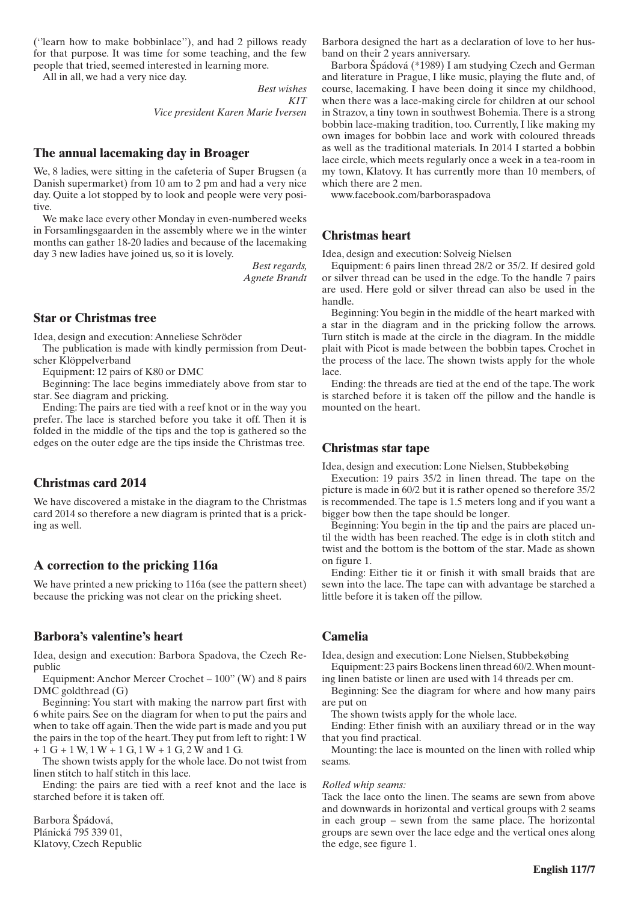(''learn how to make bobbinlace''), and had 2 pillows ready for that purpose. It was time for some teaching, and the few people that tried, seemed interested in learning more.

All in all, we had a very nice day.

*Best wishes*
*KIT*
*Vice president Karen Marie Iversen*

## The annual lacemaking day in Broager

We, 8 ladies, were sitting in the cafeteria of Super Brugsen (a Danish supermarket) from 10 am to 2 pm and had a very nice day. Quite a lot stopped by to look and people were very positive.

We make lace every other Monday in even-numbered weeks in Forsamlingsgaarden in the assembly where we in the winter months can gather 18-20 ladies and because of the lacemaking day 3 new ladies have joined us, so it is lovely.

*Best regards,*
*Agnete Brandt*

## Star or Christmas tree

Idea, design and execution: Anneliese Schröder

The publication is made with kindly permission from Deutscher Klöppelverband

Equipment: 12 pairs of K80 or DMC

Beginning: The lace begins immediately above from star to star. See diagram and pricking.

Ending: The pairs are tied with a reef knot or in the way you prefer. The lace is starched before you take it off. Then it is folded in the middle of the tips and the top is gathered so the edges on the outer edge are the tips inside the Christmas tree.

## Christmas card 2014

We have discovered a mistake in the diagram to the Christmas card 2014 so therefore a new diagram is printed that is a pricking as well.

## A correction to the pricking 116a

We have printed a new pricking to 116a (see the pattern sheet) because the pricking was not clear on the pricking sheet.

## Barbora's valentine's heart

Idea, design and execution: Barbora Spadova, the Czech Republic

Equipment: Anchor Mercer Crochet – 100" (W) and 8 pairs DMC goldthread (G)

Beginning: You start with making the narrow part first with 6 white pairs. See on the diagram for when to put the pairs and when to take off again. Then the wide part is made and you put the pairs in the top of the heart. They put from left to right: 1 W + 1 G + 1 W, 1 W + 1 G, 1 W + 1 G, 2 W and 1 G.

The shown twists apply for the whole lace. Do not twist from linen stitch to half stitch in this lace.

Ending: the pairs are tied with a reef knot and the lace is starched before it is taken off.

Barbora Špádová,
Plánická 795 339 01,
Klatovy, Czech Republic

Barbora designed the hart as a declaration of love to her husband on their 2 years anniversary.

Barbora Špádová (*1989) I am studying Czech and German and literature in Prague, I like music, playing the flute and, of course, lacemaking. I have been doing it since my childhood, when there was a lace-making circle for children at our school in Strazov, a tiny town in southwest Bohemia. There is a strong bobbin lace-making tradition, too. Currently, I like making my own images for bobbin lace and work with coloured threads as well as the traditional materials. In 2014 I started a bobbin lace circle, which meets regularly once a week in a tea-room in my town, Klatovy. It has currently more than 10 members, of which there are 2 men.

www.facebook.com/barboraspadova

## Christmas heart

Idea, design and execution: Solveig Nielsen

Equipment: 6 pairs linen thread 28/2 or 35/2. If desired gold or silver thread can be used in the edge. To the handle 7 pairs are used. Here gold or silver thread can also be used in the handle.

Beginning: You begin in the middle of the heart marked with a star in the diagram and in the pricking follow the arrows. Turn stitch is made at the circle in the diagram. In the middle plait with Picot is made between the bobbin tapes. Crochet in the process of the lace. The shown twists apply for the whole lace.

Ending: the threads are tied at the end of the tape. The work is starched before it is taken off the pillow and the handle is mounted on the heart.

## Christmas star tape

Idea, design and execution: Lone Nielsen, Stubbekøbing

Execution: 19 pairs 35/2 in linen thread. The tape on the picture is made in 60/2 but it is rather opened so therefore 35/2 is recommended. The tape is 1.5 meters long and if you want a bigger bow then the tape should be longer.

Beginning: You begin in the tip and the pairs are placed until the width has been reached. The edge is in cloth stitch and twist and the bottom is the bottom of the star. Made as shown on figure 1.

Ending: Either tie it or finish it with small braids that are sewn into the lace. The tape can with advantage be starched a little before it is taken off the pillow.

## Camelia

Idea, design and execution: Lone Nielsen, Stubbekøbing

Equipment: 23 pairs Bockens linen thread 60/2. When mounting linen batiste or linen are used with 14 threads per cm.

Beginning: See the diagram for where and how many pairs are put on

The shown twists apply for the whole lace.

Ending: Ether finish with an auxiliary thread or in the way that you find practical.

Mounting: the lace is mounted on the linen with rolled whip seams.

*Rolled whip seams:*

Tack the lace onto the linen. The seams are sewn from above and downwards in horizontal and vertical groups with 2 seams in each group – sewn from the same place. The horizontal groups are sewn over the lace edge and the vertical ones along the edge, see figure 1.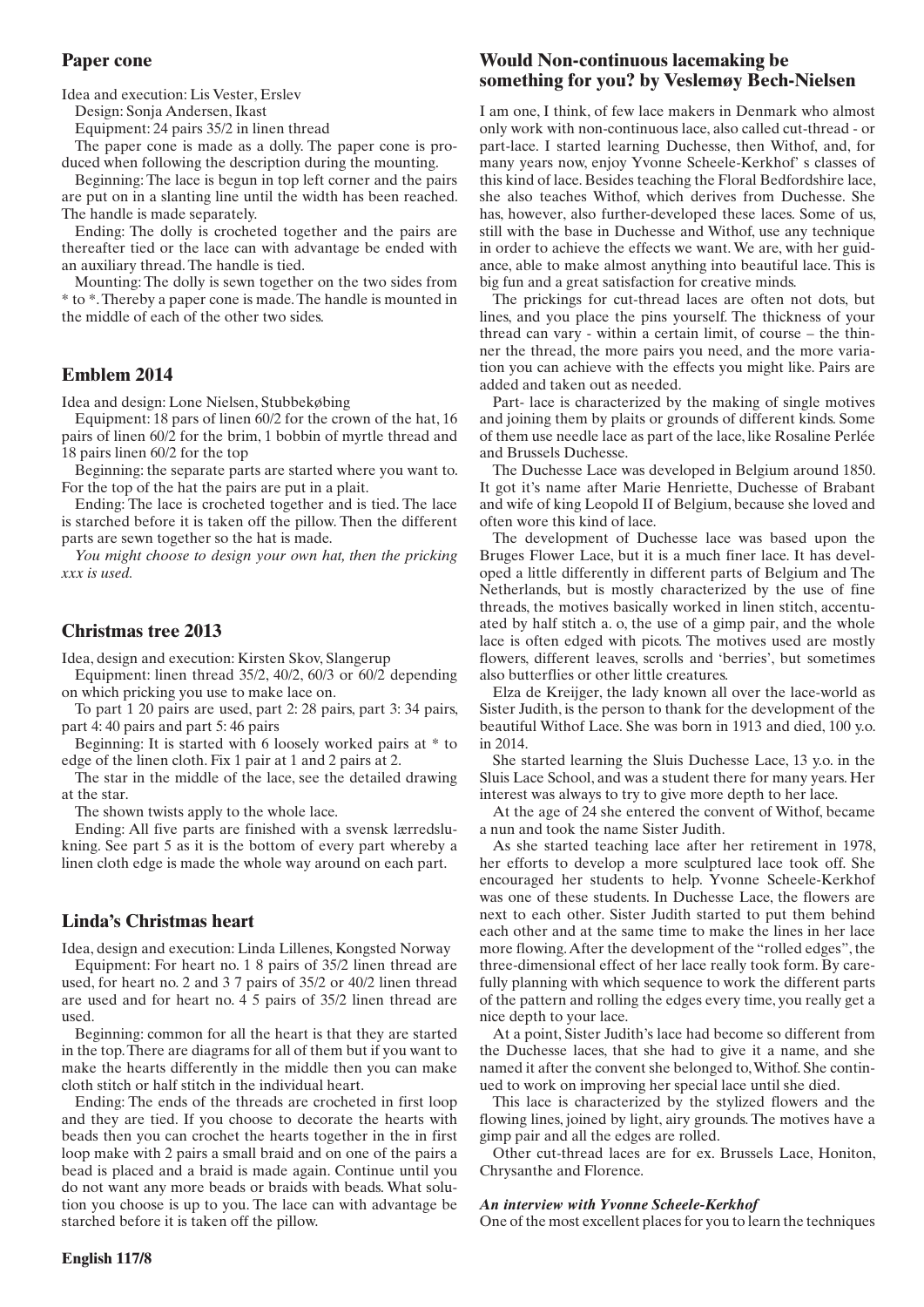## Paper cone

Idea and execution: Lis Vester, Erslev

Design: Sonja Andersen, Ikast

Equipment: 24 pairs 35/2 in linen thread

The paper cone is made as a dolly. The paper cone is produced when following the description during the mounting.

Beginning: The lace is begun in top left corner and the pairs are put on in a slanting line until the width has been reached. The handle is made separately.

Ending: The dolly is crocheted together and the pairs are thereafter tied or the lace can with advantage be ended with an auxiliary thread. The handle is tied.

Mounting: The dolly is sewn together on the two sides from * to *. Thereby a paper cone is made. The handle is mounted in the middle of each of the other two sides.

## Emblem 2014

Idea and design: Lone Nielsen, Stubbekøbing

Equipment: 18 pars of linen 60/2 for the crown of the hat, 16 pairs of linen 60/2 for the brim, 1 bobbin of myrtle thread and 18 pairs linen 60/2 for the top

Beginning: the separate parts are started where you want to. For the top of the hat the pairs are put in a plait.

Ending: The lace is crocheted together and is tied. The lace is starched before it is taken off the pillow. Then the different parts are sewn together so the hat is made.

*You might choose to design your own hat, then the pricking xxx is used.*

## Christmas tree 2013

Idea, design and execution: Kirsten Skov, Slangerup

Equipment: linen thread 35/2, 40/2, 60/3 or 60/2 depending on which pricking you use to make lace on.

To part 1 20 pairs are used, part 2: 28 pairs, part 3: 34 pairs, part 4: 40 pairs and part 5: 46 pairs

Beginning: It is started with 6 loosely worked pairs at * to edge of the linen cloth. Fix 1 pair at 1 and 2 pairs at 2.

The star in the middle of the lace, see the detailed drawing at the star.

The shown twists apply to the whole lace.

Ending: All five parts are finished with a svensk lærredslukning. See part 5 as it is the bottom of every part whereby a linen cloth edge is made the whole way around on each part.

## Linda's Christmas heart

Idea, design and execution: Linda Lillenes, Kongsted Norway

Equipment: For heart no. 1 8 pairs of 35/2 linen thread are used, for heart no. 2 and 3 7 pairs of 35/2 or 40/2 linen thread are used and for heart no. 4 5 pairs of 35/2 linen thread are used.

Beginning: common for all the heart is that they are started in the top. There are diagrams for all of them but if you want to make the hearts differently in the middle then you can make cloth stitch or half stitch in the individual heart.

Ending: The ends of the threads are crocheted in first loop and they are tied. If you choose to decorate the hearts with beads then you can crochet the hearts together in the in first loop make with 2 pairs a small braid and on one of the pairs a bead is placed and a braid is made again. Continue until you do not want any more beads or braids with beads. What solution you choose is up to you. The lace can with advantage be starched before it is taken off the pillow.

## Would Non-continuous lacemaking be something for you? by Veslemøy Bech-Nielsen

I am one, I think, of few lace makers in Denmark who almost only work with non-continuous lace, also called cut-thread - or part-lace. I started learning Duchesse, then Withof, and, for many years now, enjoy Yvonne Scheele-Kerkhof' s classes of this kind of lace. Besides teaching the Floral Bedfordshire lace, she also teaches Withof, which derives from Duchesse. She has, however, also further-developed these laces. Some of us, still with the base in Duchesse and Withof, use any technique in order to achieve the effects we want. We are, with her guidance, able to make almost anything into beautiful lace. This is big fun and a great satisfaction for creative minds.

The prickings for cut-thread laces are often not dots, but lines, and you place the pins yourself. The thickness of your thread can vary - within a certain limit, of course – the thinner the thread, the more pairs you need, and the more variation you can achieve with the effects you might like. Pairs are added and taken out as needed.

Part- lace is characterized by the making of single motives and joining them by plaits or grounds of different kinds. Some of them use needle lace as part of the lace, like Rosaline Perlée and Brussels Duchesse.

The Duchesse Lace was developed in Belgium around 1850. It got it's name after Marie Henriette, Duchesse of Brabant and wife of king Leopold II of Belgium, because she loved and often wore this kind of lace.

The development of Duchesse lace was based upon the Bruges Flower Lace, but it is a much finer lace. It has developed a little differently in different parts of Belgium and The Netherlands, but is mostly characterized by the use of fine threads, the motives basically worked in linen stitch, accentuated by half stitch a. o, the use of a gimp pair, and the whole lace is often edged with picots. The motives used are mostly flowers, different leaves, scrolls and 'berries', but sometimes also butterflies or other little creatures.

Elza de Kreijger, the lady known all over the lace-world as Sister Judith, is the person to thank for the development of the beautiful Withof Lace. She was born in 1913 and died, 100 y.o. in 2014.

She started learning the Sluis Duchesse Lace, 13 y.o. in the Sluis Lace School, and was a student there for many years. Her interest was always to try to give more depth to her lace.

At the age of 24 she entered the convent of Withof, became a nun and took the name Sister Judith.

As she started teaching lace after her retirement in 1978, her efforts to develop a more sculptured lace took off. She encouraged her students to help. Yvonne Scheele-Kerkhof was one of these students. In Duchesse Lace, the flowers are next to each other. Sister Judith started to put them behind each other and at the same time to make the lines in her lace more flowing. After the development of the "rolled edges", the three-dimensional effect of her lace really took form. By carefully planning with which sequence to work the different parts of the pattern and rolling the edges every time, you really get a nice depth to your lace.

At a point, Sister Judith's lace had become so different from the Duchesse laces, that she had to give it a name, and she named it after the convent she belonged to, Withof. She continued to work on improving her special lace until she died.

This lace is characterized by the stylized flowers and the flowing lines, joined by light, airy grounds. The motives have a gimp pair and all the edges are rolled.

Other cut-thread laces are for ex. Brussels Lace, Honiton, Chrysanthe and Florence.

***An interview with Yvonne Scheele-Kerkhof***

One of the most excellent places for you to learn the techniques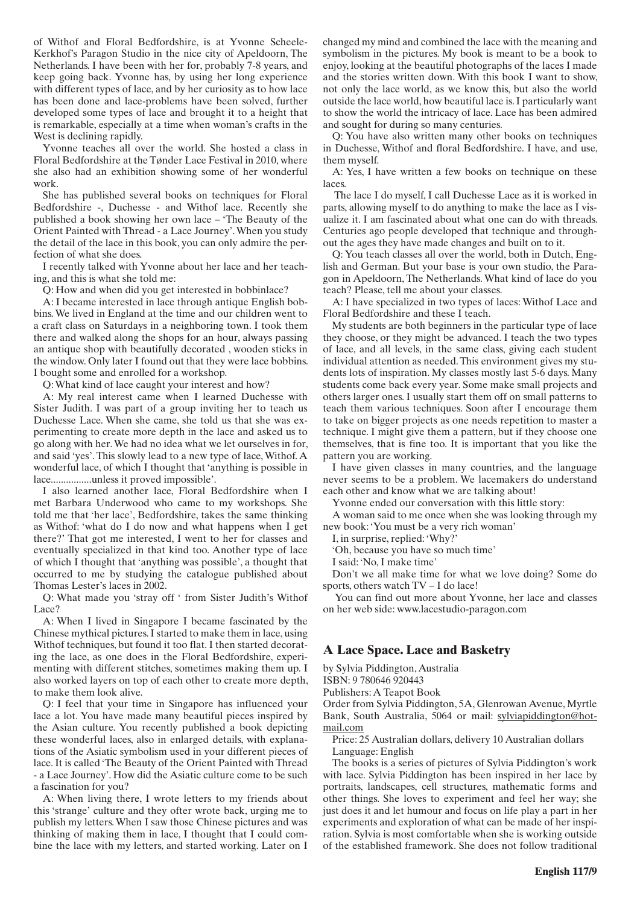of Withof and Floral Bedfordshire, is at Yvonne Scheele-Kerkhof's Paragon Studio in the nice city of Apeldoorn, The Netherlands. I have been with her for, probably 7-8 years, and keep going back. Yvonne has, by using her long experience with different types of lace, and by her curiosity as to how lace has been done and lace-problems have been solved, further developed some types of lace and brought it to a height that is remarkable, especially at a time when woman's crafts in the West is declining rapidly.

Yvonne teaches all over the world. She hosted a class in Floral Bedfordshire at the Tønder Lace Festival in 2010, where she also had an exhibition showing some of her wonderful work.

She has published several books on techniques for Floral Bedfordshire -, Duchesse - and Withof lace. Recently she published a book showing her own lace – 'The Beauty of the Orient Painted with Thread - a Lace Journey'. When you study the detail of the lace in this book, you can only admire the perfection of what she does.

I recently talked with Yvonne about her lace and her teaching, and this is what she told me:

Q: How and when did you get interested in bobbinlace?

A: I became interested in lace through antique English bobbins. We lived in England at the time and our children went to a craft class on Saturdays in a neighboring town. I took them there and walked along the shops for an hour, always passing an antique shop with beautifully decorated , wooden sticks in the window. Only later I found out that they were lace bobbins. I bought some and enrolled for a workshop.

Q: What kind of lace caught your interest and how?

A: My real interest came when I learned Duchesse with Sister Judith. I was part of a group inviting her to teach us Duchesse Lace. When she came, she told us that she was experimenting to create more depth in the lace and asked us to go along with her. We had no idea what we let ourselves in for, and said 'yes'. This slowly lead to a new type of lace, Withof. A wonderful lace, of which I thought that 'anything is possible in lace................unless it proved impossible'.

I also learned another lace, Floral Bedfordshire when I met Barbara Underwood who came to my workshops. She told me that 'her lace', Bedfordshire, takes the same thinking as Withof: 'what do I do now and what happens when I get there?' That got me interested, I went to her for classes and eventually specialized in that kind too. Another type of lace of which I thought that 'anything was possible', a thought that occurred to me by studying the catalogue published about Thomas Lester's laces in 2002.

Q: What made you 'stray off ' from Sister Judith's Withof Lace?

A: When I lived in Singapore I became fascinated by the Chinese mythical pictures. I started to make them in lace, using Withof techniques, but found it too flat. I then started decorating the lace, as one does in the Floral Bedfordshire, experimenting with different stitches, sometimes making them up. I also worked layers on top of each other to create more depth, to make them look alive.

Q: I feel that your time in Singapore has influenced your lace a lot. You have made many beautiful pieces inspired by the Asian culture. You recently published a book depicting these wonderful laces, also in enlarged details, with explanations of the Asiatic symbolism used in your different pieces of lace. It is called 'The Beauty of the Orient Painted with Thread - a Lace Journey'. How did the Asiatic culture come to be such a fascination for you?

A: When living there, I wrote letters to my friends about this 'strange' culture and they ofter wrote back, urging me to publish my letters. When I saw those Chinese pictures and was thinking of making them in lace, I thought that I could combine the lace with my letters, and started working. Later on I changed my mind and combined the lace with the meaning and symbolism in the pictures. My book is meant to be a book to enjoy, looking at the beautiful photographs of the laces I made and the stories written down. With this book I want to show, not only the lace world, as we know this, but also the world outside the lace world, how beautiful lace is. I particularly want to show the world the intricacy of lace. Lace has been admired and sought for during so many centuries.

Q: You have also written many other books on techniques in Duchesse, Withof and floral Bedfordshire. I have, and use, them myself.

A: Yes, I have written a few books on technique on these laces.

The lace I do myself, I call Duchesse Lace as it is worked in parts, allowing myself to do anything to make the lace as I visualize it. I am fascinated about what one can do with threads. Centuries ago people developed that technique and throughout the ages they have made changes and built on to it.

Q: You teach classes all over the world, both in Dutch, English and German. But your base is your own studio, the Paragon in Apeldoorn, The Netherlands. What kind of lace do you teach? Please, tell me about your classes.

A: I have specialized in two types of laces: Withof Lace and Floral Bedfordshire and these I teach.

My students are both beginners in the particular type of lace they choose, or they might be advanced. I teach the two types of lace, and all levels, in the same class, giving each student individual attention as needed. This environment gives my students lots of inspiration. My classes mostly last 5-6 days. Many students come back every year. Some make small projects and others larger ones. I usually start them off on small patterns to teach them various techniques. Soon after I encourage them to take on bigger projects as one needs repetition to master a technique. I might give them a pattern, but if they choose one themselves, that is fine too. It is important that you like the pattern you are working.

I have given classes in many countries, and the language never seems to be a problem. We lacemakers do understand each other and know what we are talking about!

Yvonne ended our conversation with this little story:

A woman said to me once when she was looking through my new book: 'You must be a very rich woman'

I, in surprise, replied: 'Why?'

'Oh, because you have so much time'

I said: 'No, I make time'

Don't we all make time for what we love doing? Some do sports, others watch TV – I do lace!

You can find out more about Yvonne, her lace and classes on her web side: www.lacestudio-paragon.com

## A Lace Space. Lace and Basketry

by Sylvia Piddington, Australia

ISBN: 9 780646 920443

Publishers: A Teapot Book

Order from Sylvia Piddington, 5A, Glenrowan Avenue, Myrtle Bank, South Australia, 5064 or mail: sylviapiddington@hotmail.com

Price: 25 Australian dollars, delivery 10 Australian dollars

Language: English

The books is a series of pictures of Sylvia Piddington's work with lace. Sylvia Piddington has been inspired in her lace by portraits, landscapes, cell structures, mathematic forms and other things. She loves to experiment and feel her way; she just does it and let humour and focus on life play a part in her experiments and exploration of what can be made of her inspiration. Sylvia is most comfortable when she is working outside of the established framework. She does not follow traditional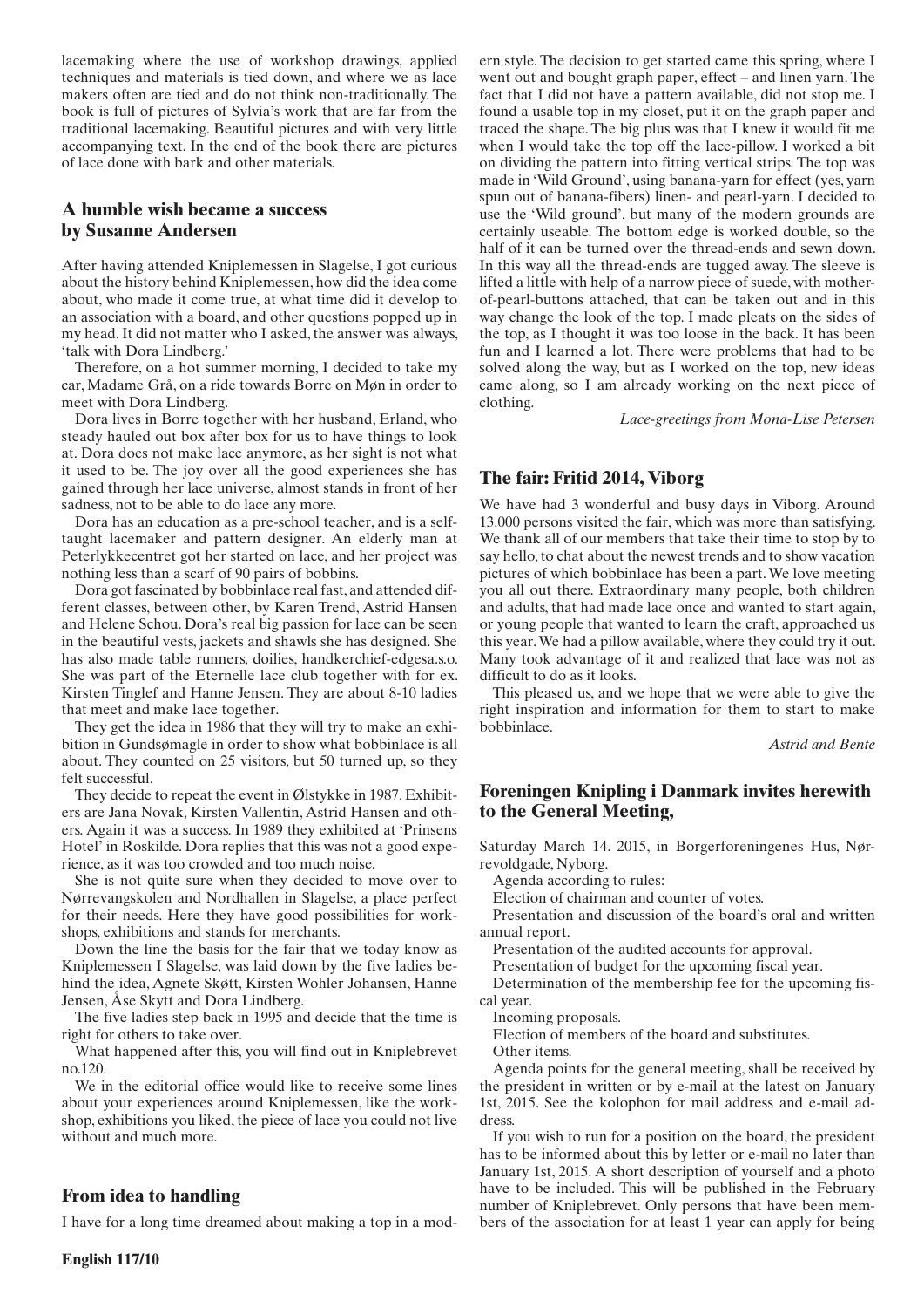lacemaking where the use of workshop drawings, applied techniques and materials is tied down, and where we as lace makers often are tied and do not think non-traditionally. The book is full of pictures of Sylvia's work that are far from the traditional lacemaking. Beautiful pictures and with very little accompanying text. In the end of the book there are pictures of lace done with bark and other materials.

## A humble wish became a success by Susanne Andersen

After having attended Kniplemessen in Slagelse, I got curious about the history behind Kniplemessen, how did the idea come about, who made it come true, at what time did it develop to an association with a board, and other questions popped up in my head. It did not matter who I asked, the answer was always, 'talk with Dora Lindberg.'

Therefore, on a hot summer morning, I decided to take my car, Madame Grå, on a ride towards Borre on Møn in order to meet with Dora Lindberg.

Dora lives in Borre together with her husband, Erland, who steady hauled out box after box for us to have things to look at. Dora does not make lace anymore, as her sight is not what it used to be. The joy over all the good experiences she has gained through her lace universe, almost stands in front of her sadness, not to be able to do lace any more.

Dora has an education as a pre-school teacher, and is a self-taught lacemaker and pattern designer. An elderly man at Peterlykkecentret got her started on lace, and her project was nothing less than a scarf of 90 pairs of bobbins.

Dora got fascinated by bobbinlace real fast, and attended different classes, between other, by Karen Trend, Astrid Hansen and Helene Schou. Dora's real big passion for lace can be seen in the beautiful vests, jackets and shawls she has designed. She has also made table runners, doilies, handkerchief-edgesa.s.o. She was part of the Eternelle lace club together with for ex. Kirsten Tinglef and Hanne Jensen. They are about 8-10 ladies that meet and make lace together.

They get the idea in 1986 that they will try to make an exhibition in Gundsømagle in order to show what bobbinlace is all about. They counted on 25 visitors, but 50 turned up, so they felt successful.

They decide to repeat the event in Ølstykke in 1987. Exhibiters are Jana Novak, Kirsten Vallentin, Astrid Hansen and others. Again it was a success. In 1989 they exhibited at 'Prinsens Hotel' in Roskilde. Dora replies that this was not a good experience, as it was too crowded and too much noise.

She is not quite sure when they decided to move over to Nørrevangskolen and Nordhallen in Slagelse, a place perfect for their needs. Here they have good possibilities for workshops, exhibitions and stands for merchants.

Down the line the basis for the fair that we today know as Kniplemessen I Slagelse, was laid down by the five ladies behind the idea, Agnete Skøtt, Kirsten Wohler Johansen, Hanne Jensen, Åse Skytt and Dora Lindberg.

The five ladies step back in 1995 and decide that the time is right for others to take over.

What happened after this, you will find out in Kniplebrevet no.120.

We in the editorial office would like to receive some lines about your experiences around Kniplemessen, like the workshop, exhibitions you liked, the piece of lace you could not live without and much more.

## From idea to handling

I have for a long time dreamed about making a top in a modern style. The decision to get started came this spring, where I went out and bought graph paper, effect – and linen yarn. The fact that I did not have a pattern available, did not stop me. I found a usable top in my closet, put it on the graph paper and traced the shape. The big plus was that I knew it would fit me when I would take the top off the lace-pillow. I worked a bit on dividing the pattern into fitting vertical strips. The top was made in 'Wild Ground', using banana-yarn for effect (yes, yarn spun out of banana-fibers) linen- and pearl-yarn. I decided to use the 'Wild ground', but many of the modern grounds are certainly useable. The bottom edge is worked double, so the half of it can be turned over the thread-ends and sewn down. In this way all the thread-ends are tugged away. The sleeve is lifted a little with help of a narrow piece of suede, with mother-of-pearl-buttons attached, that can be taken out and in this way change the look of the top. I made pleats on the sides of the top, as I thought it was too loose in the back. It has been fun and I learned a lot. There were problems that had to be solved along the way, but as I worked on the top, new ideas came along, so I am already working on the next piece of clothing.

*Lace-greetings from Mona-Lise Petersen*

## The fair: Fritid 2014, Viborg

We have had 3 wonderful and busy days in Viborg. Around 13.000 persons visited the fair, which was more than satisfying. We thank all of our members that take their time to stop by to say hello, to chat about the newest trends and to show vacation pictures of which bobbinlace has been a part. We love meeting you all out there. Extraordinary many people, both children and adults, that had made lace once and wanted to start again, or young people that wanted to learn the craft, approached us this year. We had a pillow available, where they could try it out. Many took advantage of it and realized that lace was not as difficult to do as it looks.

This pleased us, and we hope that we were able to give the right inspiration and information for them to start to make bobbinlace.

*Astrid and Bente*

## Foreningen Knipling i Danmark invites herewith to the General Meeting,

Saturday March 14. 2015, in Borgerforeningenes Hus, Nørrevoldgade, Nyborg.

Agenda according to rules:

Election of chairman and counter of votes.

Presentation and discussion of the board's oral and written annual report.

Presentation of the audited accounts for approval.

Presentation of budget for the upcoming fiscal year.

Determination of the membership fee for the upcoming fiscal year.

Incoming proposals.

Election of members of the board and substitutes.

Other items.

Agenda points for the general meeting, shall be received by the president in written or by e-mail at the latest on January 1st, 2015. See the kolophon for mail address and e-mail address.

If you wish to run for a position on the board, the president has to be informed about this by letter or e-mail no later than January 1st, 2015. A short description of yourself and a photo have to be included. This will be published in the February number of Kniplebrevet. Only persons that have been members of the association for at least 1 year can apply for being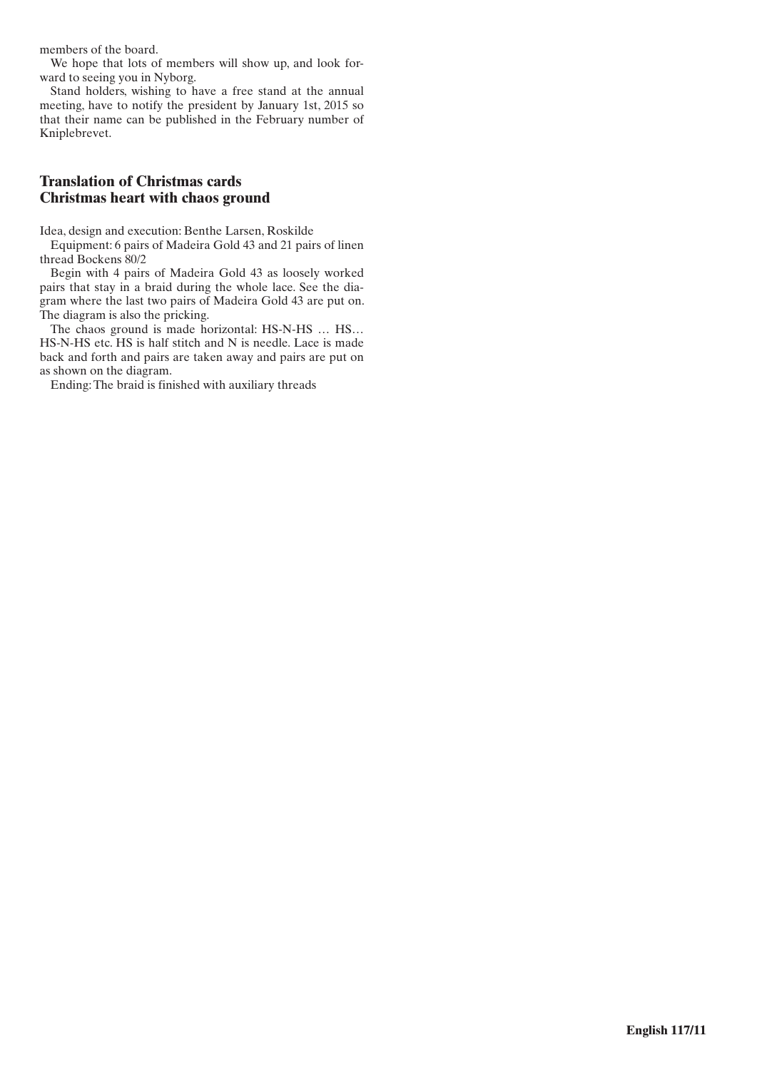members of the board.

We hope that lots of members will show up, and look forward to seeing you in Nyborg.

Stand holders, wishing to have a free stand at the annual meeting, have to notify the president by January 1st, 2015 so that their name can be published in the February number of Kniplebrevet.

## Translation of Christmas cards
## Christmas heart with chaos ground

Idea, design and execution: Benthe Larsen, Roskilde

Equipment: 6 pairs of Madeira Gold 43 and 21 pairs of linen thread Bockens 80/2

Begin with 4 pairs of Madeira Gold 43 as loosely worked pairs that stay in a braid during the whole lace. See the diagram where the last two pairs of Madeira Gold 43 are put on. The diagram is also the pricking.

The chaos ground is made horizontal: HS-N-HS … HS… HS-N-HS etc. HS is half stitch and N is needle. Lace is made back and forth and pairs are taken away and pairs are put on as shown on the diagram.

Ending: The braid is finished with auxiliary threads